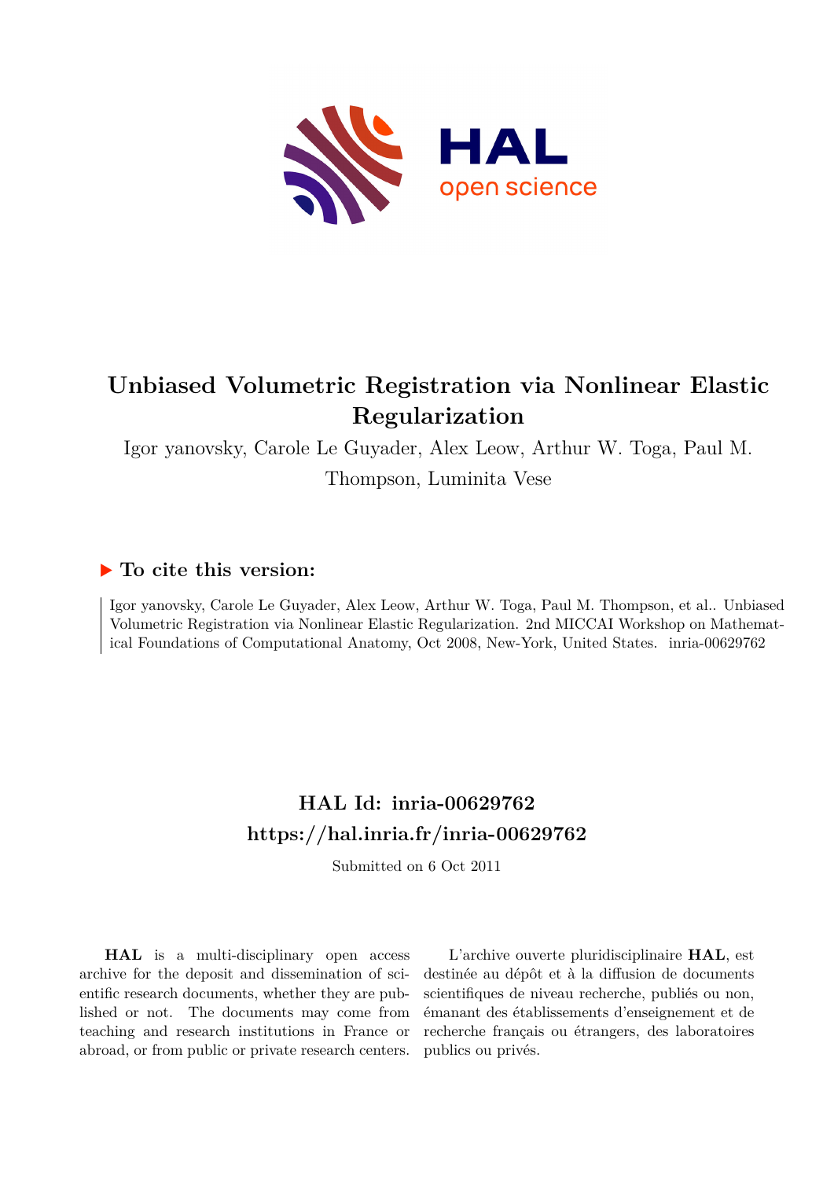# Unbiased Volumetric Registration via Nonlinear Elastic Regularization

Igor yanovsky, Carole Le Guyader, Alex Leow, Arthur W. Toga, Paul M. Thompson, Luminita Vese

## ▶ To cite this version:

Igor yanovsky, Carole Le Guyader, Alex Leow, Arthur W. Toga, Paul M. Thompson, et al.. Unbiased Volumetric Registration via Nonlinear Elastic Regularization. 2nd MICCAI Workshop on Mathematical Foundations of Computational Anatomy, Oct 2008, New-York, United States. inria-00629762

## HAL Id: inria-00629762
## https://hal.inria.fr/inria-00629762

Submitted on 6 Oct 2011

**HAL** is a multi-disciplinary open access archive for the deposit and dissemination of scientific research documents, whether they are published or not. The documents may come from teaching and research institutions in France or abroad, or from public or private research centers.

L'archive ouverte pluridisciplinaire **HAL**, est destinée au dépôt et à la diffusion de documents scientifiques de niveau recherche, publiés ou non, émanant des établissements d'enseignement et de recherche français ou étrangers, des laboratoires publics ou privés.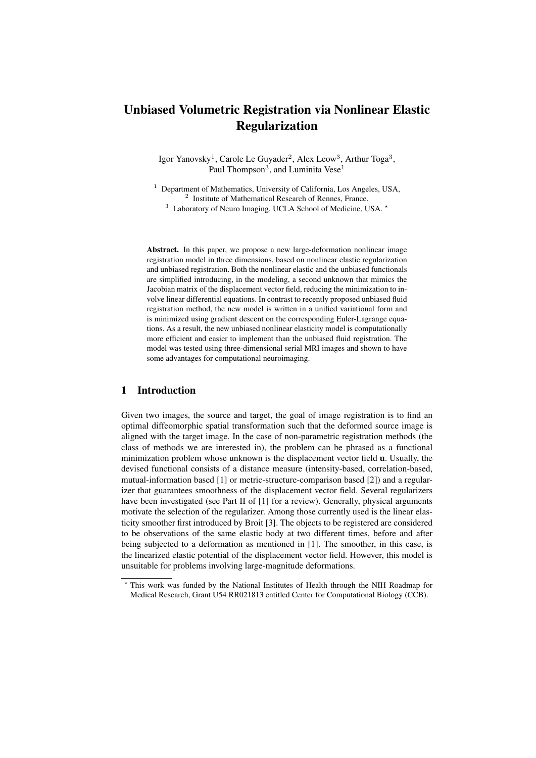# Unbiased Volumetric Registration via Nonlinear Elastic Regularization

Igor Yanovsky[1], Carole Le Guyader[2], Alex Leow[3], Arthur Toga[3], Paul Thompson[3], and Luminita Vese[1]

[1] Department of Mathematics, University of California, Los Angeles, USA,
[2] Institute of Mathematical Research of Rennes, France,
[3] Laboratory of Neuro Imaging, UCLA School of Medicine, USA. *

**Abstract.** In this paper, we propose a new large-deformation nonlinear image registration model in three dimensions, based on nonlinear elastic regularization and unbiased registration. Both the nonlinear elastic and the unbiased functionals are simplified introducing, in the modeling, a second unknown that mimics the Jacobian matrix of the displacement vector field, reducing the minimization to involve linear differential equations. In contrast to recently proposed unbiased fluid registration method, the new model is written in a unified variational form and is minimized using gradient descent on the corresponding Euler-Lagrange equations. As a result, the new unbiased nonlinear elasticity model is computationally more efficient and easier to implement than the unbiased fluid registration. The model was tested using three-dimensional serial MRI images and shown to have some advantages for computational neuroimaging.

## 1 Introduction

Given two images, the source and target, the goal of image registration is to find an optimal diffeomorphic spatial transformation such that the deformed source image is aligned with the target image. In the case of non-parametric registration methods (the class of methods we are interested in), the problem can be phrased as a functional minimization problem whose unknown is the displacement vector field $\mathbf{u}$. Usually, the devised functional consists of a distance measure (intensity-based, correlation-based, mutual-information based [1] or metric-structure-comparison based [2]) and a regularizer that guarantees smoothness of the displacement vector field. Several regularizers have been investigated (see Part II of [1] for a review). Generally, physical arguments motivate the selection of the regularizer. Among those currently used is the linear elasticity smoother first introduced by Broit [3]. The objects to be registered are considered to be observations of the same elastic body at two different times, before and after being subjected to a deformation as mentioned in [1]. The smoother, in this case, is the linearized elastic potential of the displacement vector field. However, this model is unsuitable for problems involving large-magnitude deformations.

* This work was funded by the National Institutes of Health through the NIH Roadmap for Medical Research, Grant U54 RR021813 entitled Center for Computational Biology (CCB).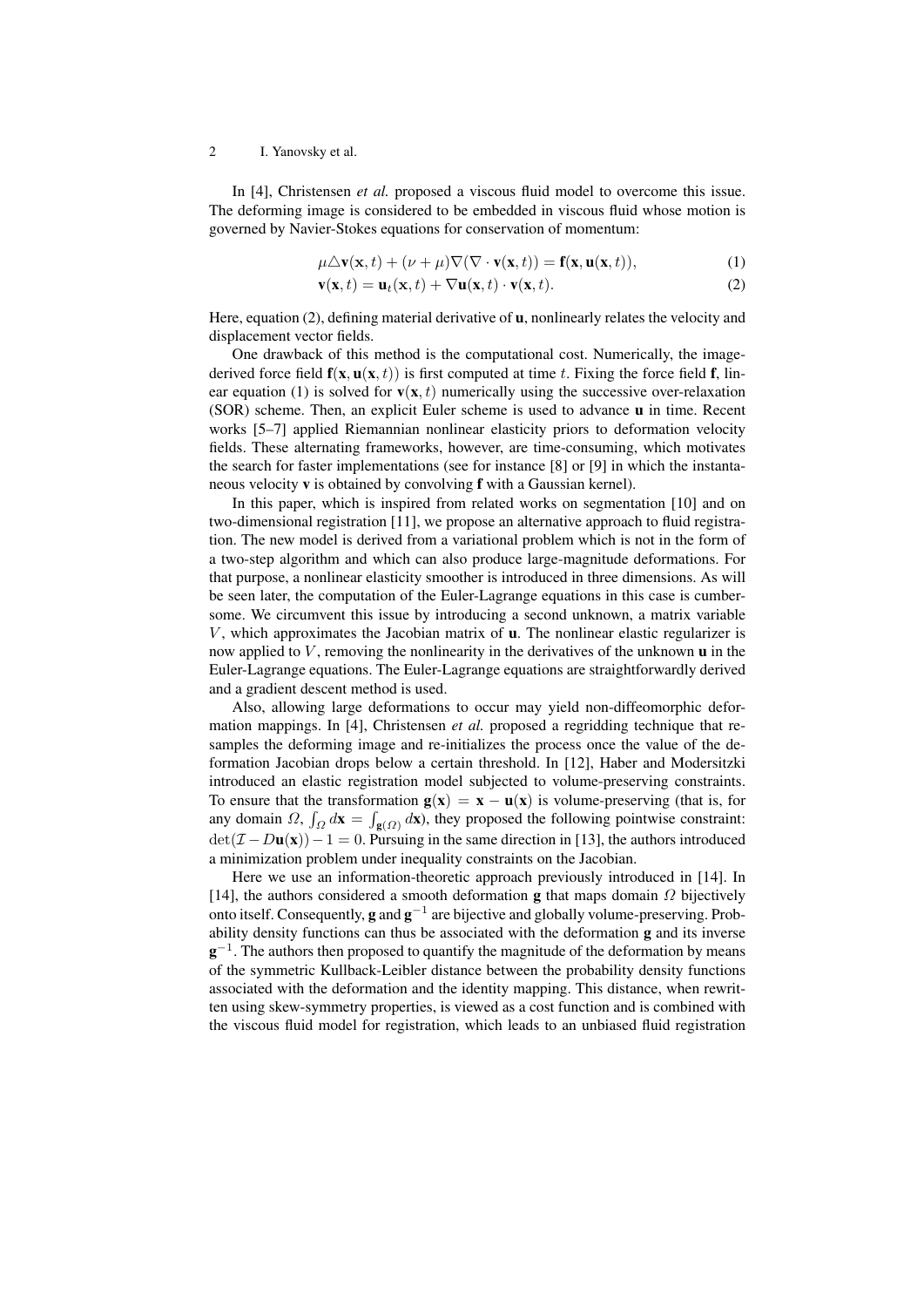In [4], Christensen *et al.* proposed a viscous fluid model to overcome this issue. The deforming image is considered to be embedded in viscous fluid whose motion is governed by Navier-Stokes equations for conservation of momentum:

$$\mu \triangle \mathbf{v}(\mathbf{x}, t) + (\nu + \mu)\nabla(\nabla \cdot \mathbf{v}(\mathbf{x}, t)) = \mathbf{f}(\mathbf{x}, \mathbf{u}(\mathbf{x}, t)), \tag{1}$$

$$\mathbf{v}(\mathbf{x}, t) = \mathbf{u}_t(\mathbf{x}, t) + \nabla \mathbf{u}(\mathbf{x}, t) \cdot \mathbf{v}(\mathbf{x}, t). \tag{2}$$

Here, equation (2), defining material derivative of $\mathbf{u}$, nonlinearly relates the velocity and displacement vector fields.

One drawback of this method is the computational cost. Numerically, the image-derived force field $\mathbf{f}(\mathbf{x}, \mathbf{u}(\mathbf{x}, t))$ is first computed at time $t$. Fixing the force field $\mathbf{f}$, linear equation (1) is solved for $\mathbf{v}(\mathbf{x}, t)$ numerically using the successive over-relaxation (SOR) scheme. Then, an explicit Euler scheme is used to advance $\mathbf{u}$ in time. Recent works [5–7] applied Riemannian nonlinear elasticity priors to deformation velocity fields. These alternating frameworks, however, are time-consuming, which motivates the search for faster implementations (see for instance [8] or [9] in which the instantaneous velocity $\mathbf{v}$ is obtained by convolving $\mathbf{f}$ with a Gaussian kernel).

In this paper, which is inspired from related works on segmentation [10] and on two-dimensional registration [11], we propose an alternative approach to fluid registration. The new model is derived from a variational problem which is not in the form of a two-step algorithm and which can also produce large-magnitude deformations. For that purpose, a nonlinear elasticity smoother is introduced in three dimensions. As will be seen later, the computation of the Euler-Lagrange equations in this case is cumbersome. We circumvent this issue by introducing a second unknown, a matrix variable $V$, which approximates the Jacobian matrix of $\mathbf{u}$. The nonlinear elastic regularizer is now applied to $V$, removing the nonlinearity in the derivatives of the unknown $\mathbf{u}$ in the Euler-Lagrange equations. The Euler-Lagrange equations are straightforwardly derived and a gradient descent method is used.

Also, allowing large deformations to occur may yield non-diffeomorphic deformation mappings. In [4], Christensen *et al.* proposed a regridding technique that resamples the deforming image and re-initializes the process once the value of the deformation Jacobian drops below a certain threshold. In [12], Haber and Modersitzki introduced an elastic registration model subjected to volume-preserving constraints. To ensure that the transformation $\mathbf{g}(\mathbf{x}) = \mathbf{x} - \mathbf{u}(\mathbf{x})$ is volume-preserving (that is, for any domain $\Omega$, $\int_{\Omega} d\mathbf{x} = \int_{\mathbf{g}(\Omega)} d\mathbf{x}$), they proposed the following pointwise constraint: $\det(\mathcal{I} - D\mathbf{u}(\mathbf{x})) - 1 = 0$. Pursuing in the same direction in [13], the authors introduced a minimization problem under inequality constraints on the Jacobian.

Here we use an information-theoretic approach previously introduced in [14]. In [14], the authors considered a smooth deformation $\mathbf{g}$ that maps domain $\Omega$ bijectively onto itself. Consequently, $\mathbf{g}$ and $\mathbf{g}^{-1}$ are bijective and globally volume-preserving. Probability density functions can thus be associated with the deformation $\mathbf{g}$ and its inverse $\mathbf{g}^{-1}$. The authors then proposed to quantify the magnitude of the deformation by means of the symmetric Kullback-Leibler distance between the probability density functions associated with the deformation and the identity mapping. This distance, when rewritten using skew-symmetry properties, is viewed as a cost function and is combined with the viscous fluid model for registration, which leads to an unbiased fluid registration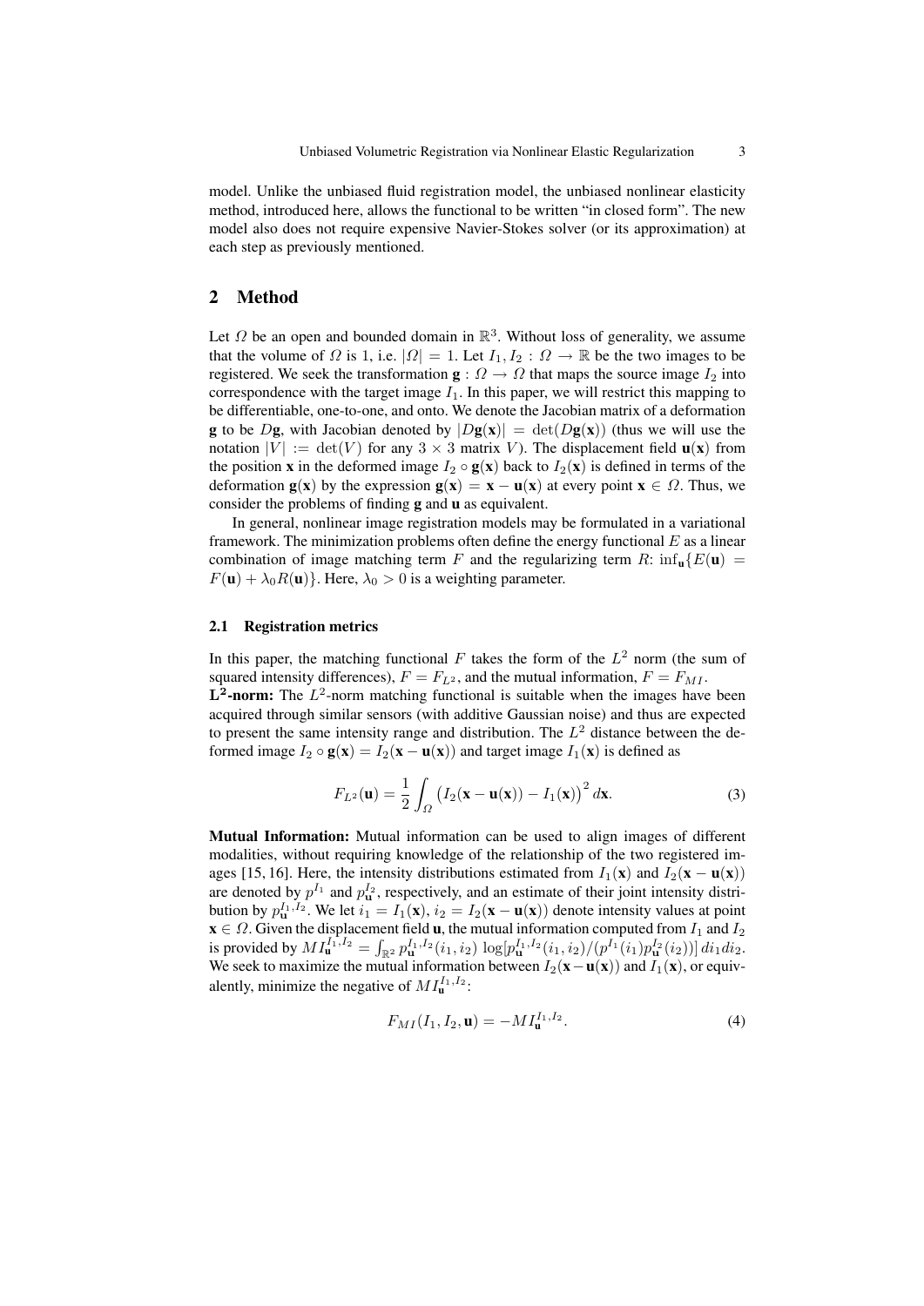model. Unlike the unbiased fluid registration model, the unbiased nonlinear elasticity method, introduced here, allows the functional to be written "in closed form". The new model also does not require expensive Navier-Stokes solver (or its approximation) at each step as previously mentioned.

## 2 Method

Let $\Omega$ be an open and bounded domain in $\mathbb{R}^3$. Without loss of generality, we assume that the volume of $\Omega$ is 1, i.e. $|\Omega| = 1$. Let $I_1, I_2 : \Omega \to \mathbb{R}$ be the two images to be registered. We seek the transformation $\mathbf{g} : \Omega \to \Omega$ that maps the source image $I_2$ into correspondence with the target image $I_1$. In this paper, we will restrict this mapping to be differentiable, one-to-one, and onto. We denote the Jacobian matrix of a deformation $\mathbf{g}$ to be $D\mathbf{g}$, with Jacobian denoted by $|D\mathbf{g}(\mathbf{x})| = \det(D\mathbf{g}(\mathbf{x}))$ (thus we will use the notation $|V| := \det(V)$ for any $3 \times 3$ matrix $V$). The displacement field $\mathbf{u}(\mathbf{x})$ from the position $\mathbf{x}$ in the deformed image $I_2 \circ \mathbf{g}(\mathbf{x})$ back to $I_2(\mathbf{x})$ is defined in terms of the deformation $\mathbf{g}(\mathbf{x})$ by the expression $\mathbf{g}(\mathbf{x}) = \mathbf{x} - \mathbf{u}(\mathbf{x})$ at every point $\mathbf{x} \in \Omega$. Thus, we consider the problems of finding $\mathbf{g}$ and $\mathbf{u}$ as equivalent.

In general, nonlinear image registration models may be formulated in a variational framework. The minimization problems often define the energy functional $E$ as a linear combination of image matching term $F$ and the regularizing term $R$: $\inf_{\mathbf{u}}\{E(\mathbf{u}) = F(\mathbf{u}) + \lambda_0 R(\mathbf{u})\}$. Here, $\lambda_0 > 0$ is a weighting parameter.

### 2.1 Registration metrics

In this paper, the matching functional $F$ takes the form of the $L^2$ norm (the sum of squared intensity differences), $F = F_{L^2}$, and the mutual information, $F = F_{MI}$.

**$\mathbf{L^2}$-norm:** The $L^2$-norm matching functional is suitable when the images have been acquired through similar sensors (with additive Gaussian noise) and thus are expected to present the same intensity range and distribution. The $L^2$ distance between the deformed image $I_2 \circ \mathbf{g}(\mathbf{x}) = I_2(\mathbf{x} - \mathbf{u}(\mathbf{x}))$ and target image $I_1(\mathbf{x})$ is defined as

$$F_{L^2}(\mathbf{u}) = \frac{1}{2} \int_{\Omega} \left( I_2(\mathbf{x} - \mathbf{u}(\mathbf{x})) - I_1(\mathbf{x}) \right)^2 d\mathbf{x}. \tag{3}$$

**Mutual Information:** Mutual information can be used to align images of different modalities, without requiring knowledge of the relationship of the two registered images [15, 16]. Here, the intensity distributions estimated from $I_1(\mathbf{x})$ and $I_2(\mathbf{x} - \mathbf{u}(\mathbf{x}))$ are denoted by $p^{I_1}$ and $p^{I_2}_{\mathbf{u}}$, respectively, and an estimate of their joint intensity distribution by $p^{I_1,I_2}_{\mathbf{u}}$. We let $i_1 = I_1(\mathbf{x})$, $i_2 = I_2(\mathbf{x} - \mathbf{u}(\mathbf{x}))$ denote intensity values at point $\mathbf{x} \in \Omega$. Given the displacement field $\mathbf{u}$, the mutual information computed from $I_1$ and $I_2$ is provided by $MI^{I_1,I_2}_{\mathbf{u}} = \int_{\mathbb{R}^2} p^{I_1,I_2}_{\mathbf{u}}(i_1, i_2) \log[p^{I_1,I_2}_{\mathbf{u}}(i_1, i_2)/(p^{I_1}(i_1) p^{I_2}_{\mathbf{u}}(i_2))]\, di_1 di_2$. We seek to maximize the mutual information between $I_2(\mathbf{x} - \mathbf{u}(\mathbf{x}))$ and $I_1(\mathbf{x})$, or equivalently, minimize the negative of $MI^{I_1,I_2}_{\mathbf{u}}$:

$$F_{MI}(I_1, I_2, \mathbf{u}) = -MI^{I_1,I_2}_{\mathbf{u}}. \tag{4}$$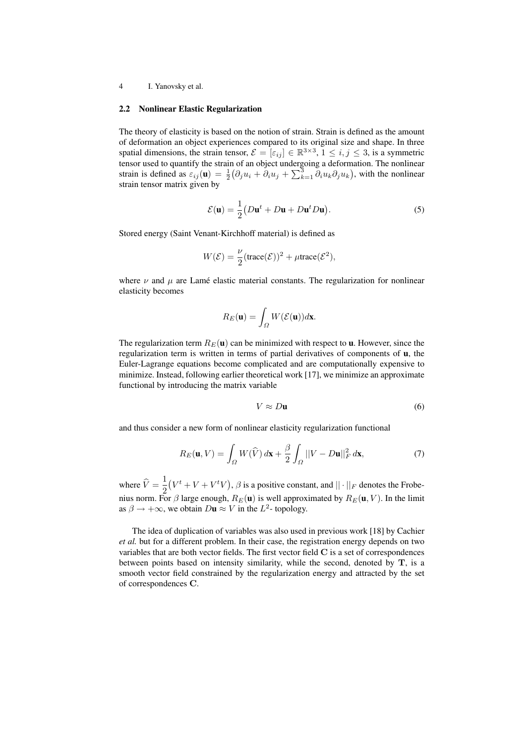### 2.2 Nonlinear Elastic Regularization

The theory of elasticity is based on the notion of strain. Strain is defined as the amount of deformation an object experiences compared to its original size and shape. In three spatial dimensions, the strain tensor, $\mathcal{E} = [\varepsilon_{ij}] \in \mathbb{R}^{3\times 3}$, $1 \leq i, j \leq 3$, is a symmetric tensor used to quantify the strain of an object undergoing a deformation. The nonlinear strain is defined as $\varepsilon_{ij}(\mathbf{u}) = \frac{1}{2}\big(\partial_j u_i + \partial_i u_j + \sum_{k=1}^{3} \partial_i u_k \partial_j u_k\big)$, with the nonlinear strain tensor matrix given by

$$\mathcal{E}(\mathbf{u}) = \frac{1}{2}\big(D\mathbf{u}^t + D\mathbf{u} + D\mathbf{u}^t D\mathbf{u}\big). \tag{5}$$

Stored energy (Saint Venant-Kirchhoff material) is defined as

$$W(\mathcal{E}) = \frac{\nu}{2}(\text{trace}(\mathcal{E}))^2 + \mu\text{trace}(\mathcal{E}^2),$$

where $\nu$ and $\mu$ are Lamé elastic material constants. The regularization for nonlinear elasticity becomes

$$R_E(\mathbf{u}) = \int_{\Omega} W(\mathcal{E}(\mathbf{u}))d\mathbf{x}.$$

The regularization term $R_E(\mathbf{u})$ can be minimized with respect to $\mathbf{u}$. However, since the regularization term is written in terms of partial derivatives of components of $\mathbf{u}$, the Euler-Lagrange equations become complicated and are computationally expensive to minimize. Instead, following earlier theoretical work [17], we minimize an approximate functional by introducing the matrix variable

$$V \approx D\mathbf{u} \tag{6}$$

and thus consider a new form of nonlinear elasticity regularization functional

$$R_E(\mathbf{u}, V) = \int_{\Omega} W(\widehat{V})\, d\mathbf{x} + \frac{\beta}{2}\int_{\Omega} ||V - D\mathbf{u}||_F^2\, d\mathbf{x}, \tag{7}$$

where $\widehat{V} = \dfrac{1}{2}\big(V^t + V + V^t V\big)$, $\beta$ is a positive constant, and $||\cdot||_F$ denotes the Frobenius norm. For $\beta$ large enough, $R_E(\mathbf{u})$ is well approximated by $R_E(\mathbf{u}, V)$. In the limit as $\beta \to +\infty$, we obtain $D\mathbf{u} \approx V$ in the $L^2$- topology.

The idea of duplication of variables was also used in previous work [18] by Cachier *et al.* but for a different problem. In their case, the registration energy depends on two variables that are both vector fields. The first vector field $\mathbf{C}$ is a set of correspondences between points based on intensity similarity, while the second, denoted by $\mathbf{T}$, is a smooth vector field constrained by the regularization energy and attracted by the set of correspondences $\mathbf{C}$.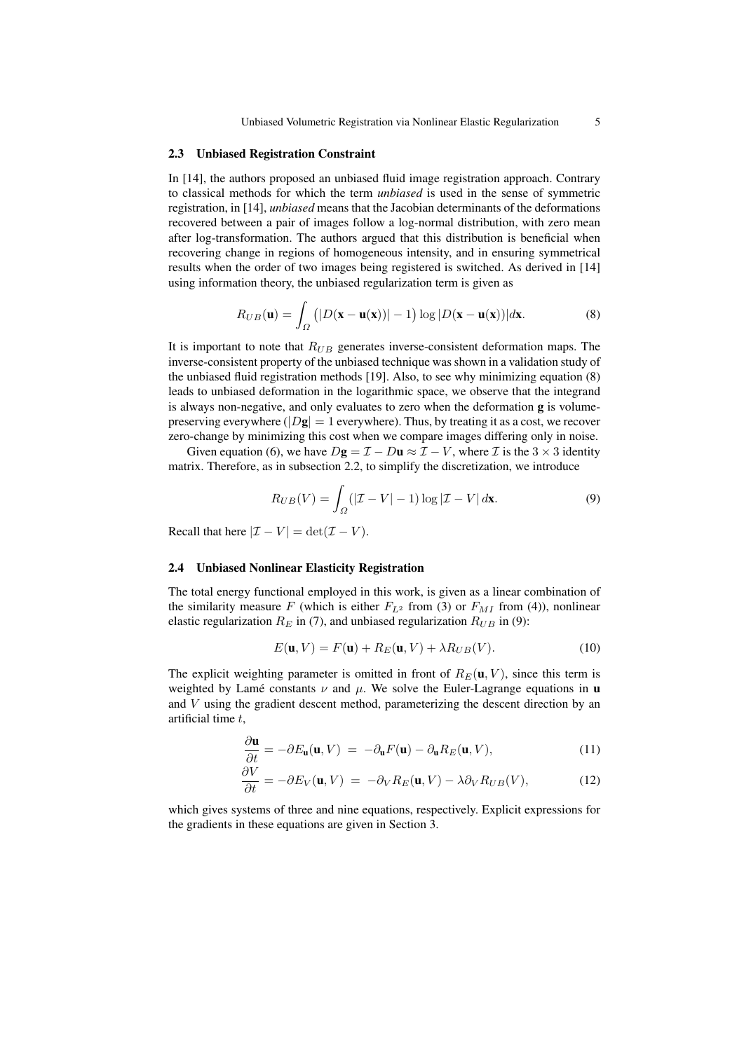### 2.3 Unbiased Registration Constraint

In [14], the authors proposed an unbiased fluid image registration approach. Contrary to classical methods for which the term *unbiased* is used in the sense of symmetric registration, in [14], *unbiased* means that the Jacobian determinants of the deformations recovered between a pair of images follow a log-normal distribution, with zero mean after log-transformation. The authors argued that this distribution is beneficial when recovering change in regions of homogeneous intensity, and in ensuring symmetrical results when the order of two images being registered is switched. As derived in [14] using information theory, the unbiased regularization term is given as

$$R_{UB}(\mathbf{u}) = \int_{\Omega} \big(|D(\mathbf{x} - \mathbf{u}(\mathbf{x}))| - 1\big) \log |D(\mathbf{x} - \mathbf{u}(\mathbf{x}))| d\mathbf{x}. \tag{8}$$

It is important to note that $R_{UB}$ generates inverse-consistent deformation maps. The inverse-consistent property of the unbiased technique was shown in a validation study of the unbiased fluid registration methods [19]. Also, to see why minimizing equation (8) leads to unbiased deformation in the logarithmic space, we observe that the integrand is always non-negative, and only evaluates to zero when the deformation $\mathbf{g}$ is volume-preserving everywhere ($|D\mathbf{g}| = 1$ everywhere). Thus, by treating it as a cost, we recover zero-change by minimizing this cost when we compare images differing only in noise.

Given equation (6), we have $D\mathbf{g} = \mathcal{I} - D\mathbf{u} \approx \mathcal{I} - V$, where $\mathcal{I}$ is the $3 \times 3$ identity matrix. Therefore, as in subsection 2.2, to simplify the discretization, we introduce

$$R_{UB}(V) = \int_{\Omega} (|\mathcal{I} - V| - 1) \log |\mathcal{I} - V| \, d\mathbf{x}. \tag{9}$$

Recall that here $|\mathcal{I} - V| = \det(\mathcal{I} - V)$.

### 2.4 Unbiased Nonlinear Elasticity Registration

The total energy functional employed in this work, is given as a linear combination of the similarity measure $F$ (which is either $F_{L^2}$ from (3) or $F_{MI}$ from (4)), nonlinear elastic regularization $R_E$ in (7), and unbiased regularization $R_{UB}$ in (9):

$$E(\mathbf{u}, V) = F(\mathbf{u}) + R_E(\mathbf{u}, V) + \lambda R_{UB}(V). \tag{10}$$

The explicit weighting parameter is omitted in front of $R_E(\mathbf{u}, V)$, since this term is weighted by Lamé constants $\nu$ and $\mu$. We solve the Euler-Lagrange equations in $\mathbf{u}$ and $V$ using the gradient descent method, parameterizing the descent direction by an artificial time $t$,

$$\frac{\partial \mathbf{u}}{\partial t} = -\partial E_{\mathbf{u}}(\mathbf{u}, V) \; = \; -\partial_{\mathbf{u}} F(\mathbf{u}) - \partial_{\mathbf{u}} R_E(\mathbf{u}, V), \tag{11}$$

$$\frac{\partial V}{\partial t} = -\partial E_V(\mathbf{u}, V) \; = \; -\partial_V R_E(\mathbf{u}, V) - \lambda \partial_V R_{UB}(V), \tag{12}$$

which gives systems of three and nine equations, respectively. Explicit expressions for the gradients in these equations are given in Section 3.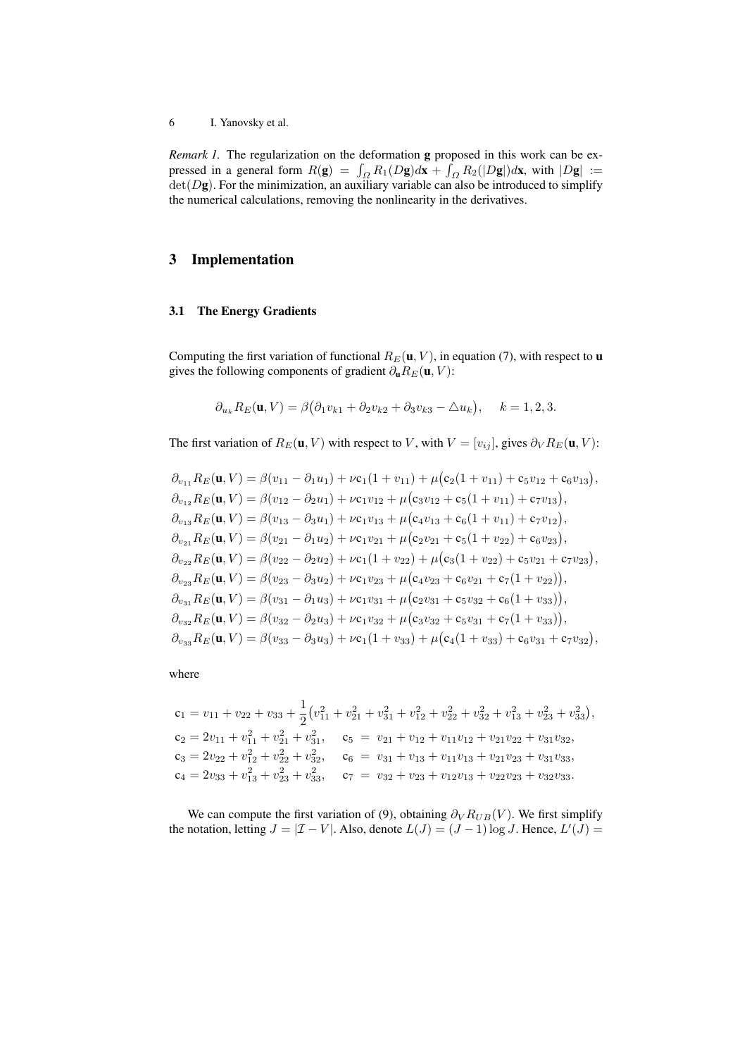*Remark 1.* The regularization on the deformation $\mathbf{g}$ proposed in this work can be expressed in a general form $R(\mathbf{g}) = \int_\Omega R_1(D\mathbf{g})d\mathbf{x} + \int_\Omega R_2(|D\mathbf{g}|)d\mathbf{x}$, with $|D\mathbf{g}| := \det(D\mathbf{g})$. For the minimization, an auxiliary variable can also be introduced to simplify the numerical calculations, removing the nonlinearity in the derivatives.

## 3 Implementation

### 3.1 The Energy Gradients

Computing the first variation of functional $R_E(\mathbf{u}, V)$, in equation (7), with respect to $\mathbf{u}$ gives the following components of gradient $\partial_\mathbf{u} R_E(\mathbf{u}, V)$:

$$\partial_{u_k} R_E(\mathbf{u}, V) = \beta\big(\partial_1 v_{k1} + \partial_2 v_{k2} + \partial_3 v_{k3} - \triangle u_k\big), \quad k = 1, 2, 3.$$

The first variation of $R_E(\mathbf{u}, V)$ with respect to $V$, with $V = [v_{ij}]$, gives $\partial_V R_E(\mathbf{u}, V)$:

$$\begin{aligned}
\partial_{v_{11}} R_E(\mathbf{u}, V) &= \beta(v_{11} - \partial_1 u_1) + \nu \mathrm{c}_1(1 + v_{11}) + \mu\big(\mathrm{c}_2(1 + v_{11}) + \mathrm{c}_5 v_{12} + \mathrm{c}_6 v_{13}\big),\\
\partial_{v_{12}} R_E(\mathbf{u}, V) &= \beta(v_{12} - \partial_2 u_1) + \nu \mathrm{c}_1 v_{12} + \mu\big(\mathrm{c}_3 v_{12} + \mathrm{c}_5(1 + v_{11}) + \mathrm{c}_7 v_{13}\big),\\
\partial_{v_{13}} R_E(\mathbf{u}, V) &= \beta(v_{13} - \partial_3 u_1) + \nu \mathrm{c}_1 v_{13} + \mu\big(\mathrm{c}_4 v_{13} + \mathrm{c}_6(1 + v_{11}) + \mathrm{c}_7 v_{12}\big),\\
\partial_{v_{21}} R_E(\mathbf{u}, V) &= \beta(v_{21} - \partial_1 u_2) + \nu \mathrm{c}_1 v_{21} + \mu\big(\mathrm{c}_2 v_{21} + \mathrm{c}_5(1 + v_{22}) + \mathrm{c}_6 v_{23}\big),\\
\partial_{v_{22}} R_E(\mathbf{u}, V) &= \beta(v_{22} - \partial_2 u_2) + \nu \mathrm{c}_1(1 + v_{22}) + \mu\big(\mathrm{c}_3(1 + v_{22}) + \mathrm{c}_5 v_{21} + \mathrm{c}_7 v_{23}\big),\\
\partial_{v_{23}} R_E(\mathbf{u}, V) &= \beta(v_{23} - \partial_3 u_2) + \nu \mathrm{c}_1 v_{23} + \mu\big(\mathrm{c}_4 v_{23} + \mathrm{c}_6 v_{21} + \mathrm{c}_7(1 + v_{22})\big),\\
\partial_{v_{31}} R_E(\mathbf{u}, V) &= \beta(v_{31} - \partial_1 u_3) + \nu \mathrm{c}_1 v_{31} + \mu\big(\mathrm{c}_2 v_{31} + \mathrm{c}_5 v_{32} + \mathrm{c}_6(1 + v_{33})\big),\\
\partial_{v_{32}} R_E(\mathbf{u}, V) &= \beta(v_{32} - \partial_2 u_3) + \nu \mathrm{c}_1 v_{32} + \mu\big(\mathrm{c}_3 v_{32} + \mathrm{c}_5 v_{31} + \mathrm{c}_7(1 + v_{33})\big),\\
\partial_{v_{33}} R_E(\mathbf{u}, V) &= \beta(v_{33} - \partial_3 u_3) + \nu \mathrm{c}_1(1 + v_{33}) + \mu\big(\mathrm{c}_4(1 + v_{33}) + \mathrm{c}_6 v_{31} + \mathrm{c}_7 v_{32}\big),
\end{aligned}$$

where

$$\begin{aligned}
\mathrm{c}_1 &= v_{11} + v_{22} + v_{33} + \frac{1}{2}\big(v_{11}^2 + v_{21}^2 + v_{31}^2 + v_{12}^2 + v_{22}^2 + v_{32}^2 + v_{13}^2 + v_{23}^2 + v_{33}^2\big),\\
\mathrm{c}_2 &= 2v_{11} + v_{11}^2 + v_{21}^2 + v_{31}^2, \quad \mathrm{c}_5 = v_{21} + v_{12} + v_{11}v_{12} + v_{21}v_{22} + v_{31}v_{32},\\
\mathrm{c}_3 &= 2v_{22} + v_{12}^2 + v_{22}^2 + v_{32}^2, \quad \mathrm{c}_6 = v_{31} + v_{13} + v_{11}v_{13} + v_{21}v_{23} + v_{31}v_{33},\\
\mathrm{c}_4 &= 2v_{33} + v_{13}^2 + v_{23}^2 + v_{33}^2, \quad \mathrm{c}_7 = v_{32} + v_{23} + v_{12}v_{13} + v_{22}v_{23} + v_{32}v_{33}.
\end{aligned}$$

We can compute the first variation of (9), obtaining $\partial_V R_{UB}(V)$. We first simplify the notation, letting $J = |\mathcal{I} - V|$. Also, denote $L(J) = (J - 1)\log J$. Hence, $L'(J) =$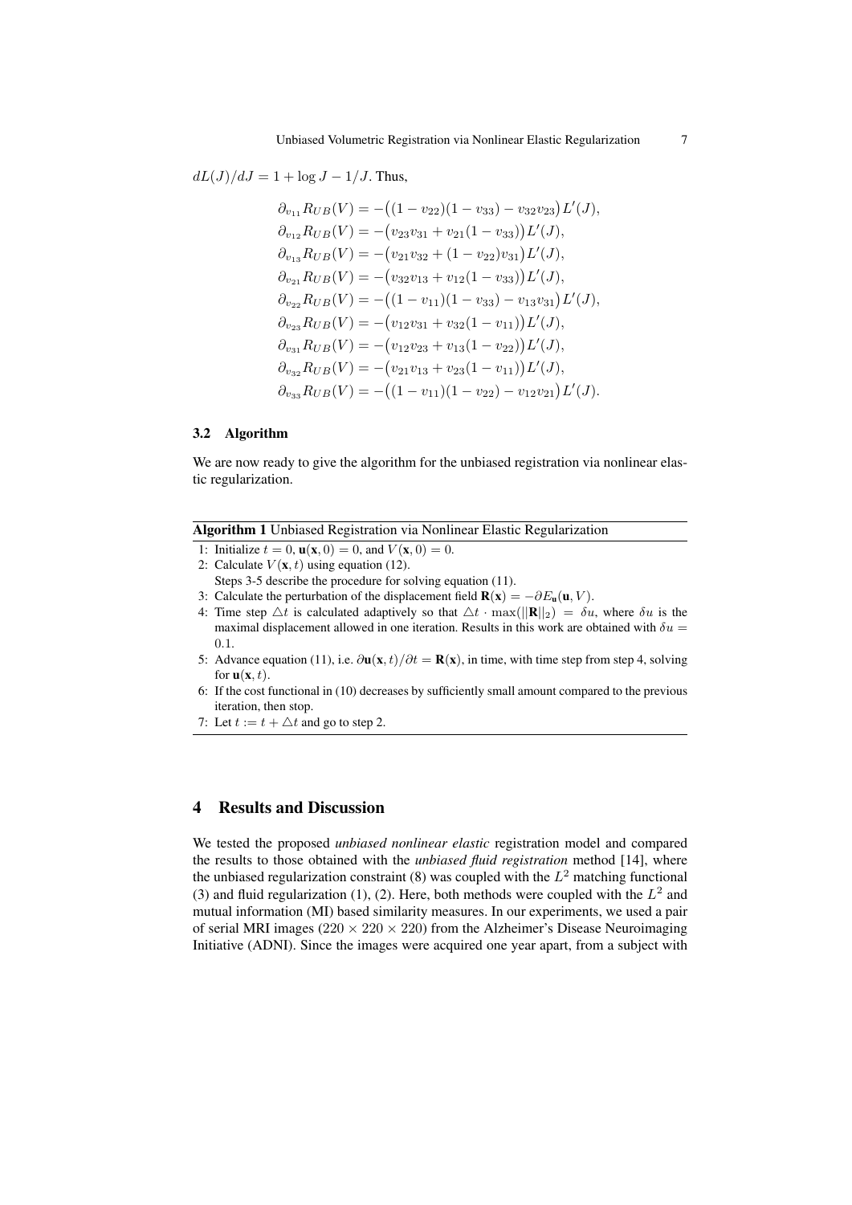$dL(J)/dJ = 1 + \log J - 1/J$. Thus,

$$
\begin{aligned}
\partial_{v_{11}} R_{UB}(V) &= -\big((1-v_{22})(1-v_{33}) - v_{32}v_{23}\big)L'(J), \\
\partial_{v_{12}} R_{UB}(V) &= -\big(v_{23}v_{31} + v_{21}(1-v_{33})\big)L'(J), \\
\partial_{v_{13}} R_{UB}(V) &= -\big(v_{21}v_{32} + (1-v_{22})v_{31}\big)L'(J), \\
\partial_{v_{21}} R_{UB}(V) &= -\big(v_{32}v_{13} + v_{12}(1-v_{33})\big)L'(J), \\
\partial_{v_{22}} R_{UB}(V) &= -\big((1-v_{11})(1-v_{33}) - v_{13}v_{31}\big)L'(J), \\
\partial_{v_{23}} R_{UB}(V) &= -\big(v_{12}v_{31} + v_{32}(1-v_{11})\big)L'(J), \\
\partial_{v_{31}} R_{UB}(V) &= -\big(v_{12}v_{23} + v_{13}(1-v_{22})\big)L'(J), \\
\partial_{v_{32}} R_{UB}(V) &= -\big(v_{21}v_{13} + v_{23}(1-v_{11})\big)L'(J), \\
\partial_{v_{33}} R_{UB}(V) &= -\big((1-v_{11})(1-v_{22}) - v_{12}v_{21}\big)L'(J).
\end{aligned}
$$

### 3.2 Algorithm

We are now ready to give the algorithm for the unbiased registration via nonlinear elastic regularization.

**Algorithm 1** Unbiased Registration via Nonlinear Elastic Regularization

1: Initialize $t = 0$, $\mathbf{u}(\mathbf{x}, 0) = 0$, and $V(\mathbf{x}, 0) = 0$.
2: Calculate $V(\mathbf{x}, t)$ using equation (12).
Steps 3-5 describe the procedure for solving equation (11).
3: Calculate the perturbation of the displacement field $\mathbf{R}(\mathbf{x}) = -\partial E_{\mathbf{u}}(\mathbf{u}, V)$.
4: Time step $\triangle t$ is calculated adaptively so that $\triangle t \cdot \max(||\mathbf{R}||_2) = \delta u$, where $\delta u$ is the maximal displacement allowed in one iteration. Results in this work are obtained with $\delta u = 0.1$.
5: Advance equation (11), i.e. $\partial \mathbf{u}(\mathbf{x}, t)/\partial t = \mathbf{R}(\mathbf{x})$, in time, with time step from step 4, solving for $\mathbf{u}(\mathbf{x}, t)$.
6: If the cost functional in (10) decreases by sufficiently small amount compared to the previous iteration, then stop.
7: Let $t := t + \triangle t$ and go to step 2.

## 4 Results and Discussion

We tested the proposed *unbiased nonlinear elastic* registration model and compared the results to those obtained with the *unbiased fluid registration* method [14], where the unbiased regularization constraint (8) was coupled with the $L^2$ matching functional (3) and fluid regularization (1), (2). Here, both methods were coupled with the $L^2$ and mutual information (MI) based similarity measures. In our experiments, we used a pair of serial MRI images ($220 \times 220 \times 220$) from the Alzheimer's Disease Neuroimaging Initiative (ADNI). Since the images were acquired one year apart, from a subject with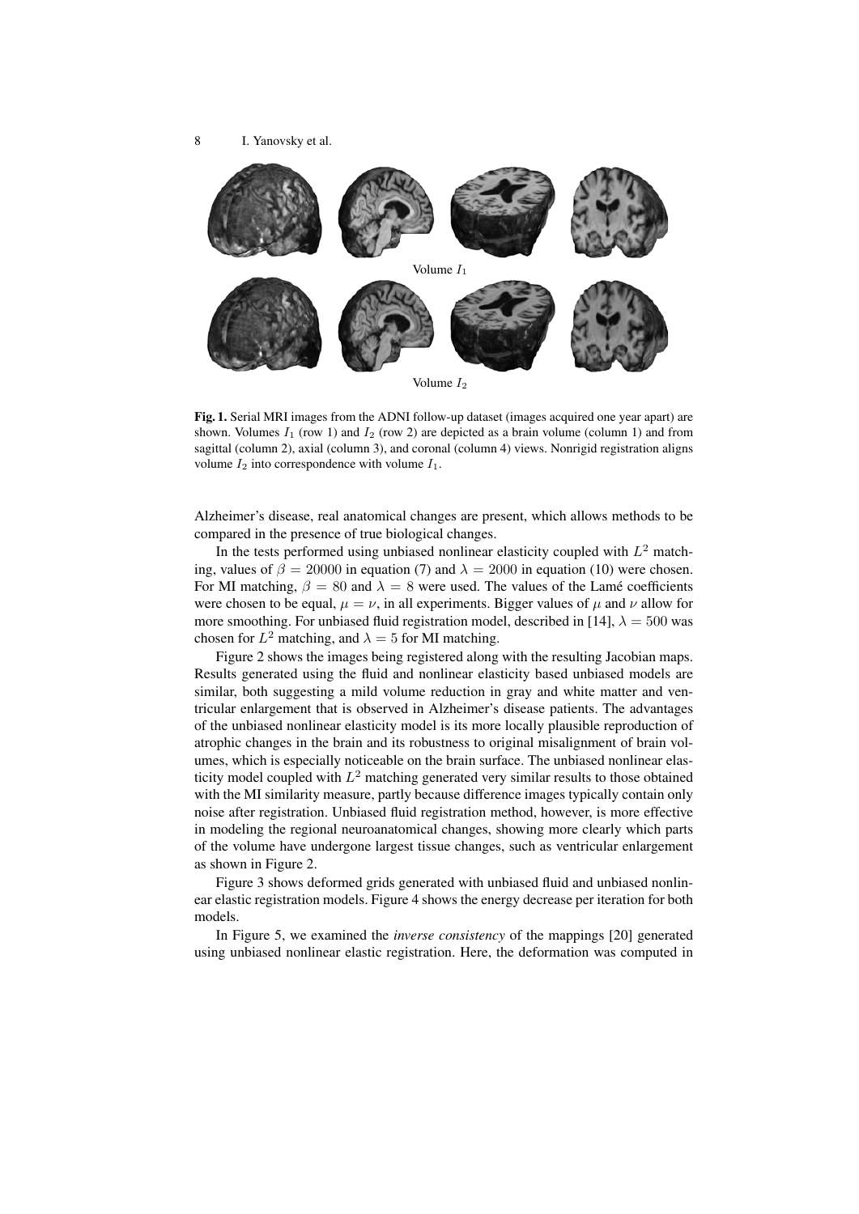Volume $I_1$

Volume $I_2$

**Fig. 1.** Serial MRI images from the ADNI follow-up dataset (images acquired one year apart) are shown. Volumes $I_1$ (row 1) and $I_2$ (row 2) are depicted as a brain volume (column 1) and from sagittal (column 2), axial (column 3), and coronal (column 4) views. Nonrigid registration aligns volume $I_2$ into correspondence with volume $I_1$.

Alzheimer's disease, real anatomical changes are present, which allows methods to be compared in the presence of true biological changes.

In the tests performed using unbiased nonlinear elasticity coupled with $L^2$ matching, values of $\beta = 20000$ in equation (7) and $\lambda = 2000$ in equation (10) were chosen. For MI matching, $\beta = 80$ and $\lambda = 8$ were used. The values of the Lamé coefficients were chosen to be equal, $\mu = \nu$, in all experiments. Bigger values of $\mu$ and $\nu$ allow for more smoothing. For unbiased fluid registration model, described in [14], $\lambda = 500$ was chosen for $L^2$ matching, and $\lambda = 5$ for MI matching.

Figure 2 shows the images being registered along with the resulting Jacobian maps. Results generated using the fluid and nonlinear elasticity based unbiased models are similar, both suggesting a mild volume reduction in gray and white matter and ventricular enlargement that is observed in Alzheimer's disease patients. The advantages of the unbiased nonlinear elasticity model is its more locally plausible reproduction of atrophic changes in the brain and its robustness to original misalignment of brain volumes, which is especially noticeable on the brain surface. The unbiased nonlinear elasticity model coupled with $L^2$ matching generated very similar results to those obtained with the MI similarity measure, partly because difference images typically contain only noise after registration. Unbiased fluid registration method, however, is more effective in modeling the regional neuroanatomical changes, showing more clearly which parts of the volume have undergone largest tissue changes, such as ventricular enlargement as shown in Figure 2.

Figure 3 shows deformed grids generated with unbiased fluid and unbiased nonlinear elastic registration models. Figure 4 shows the energy decrease per iteration for both models.

In Figure 5, we examined the *inverse consistency* of the mappings [20] generated using unbiased nonlinear elastic registration. Here, the deformation was computed in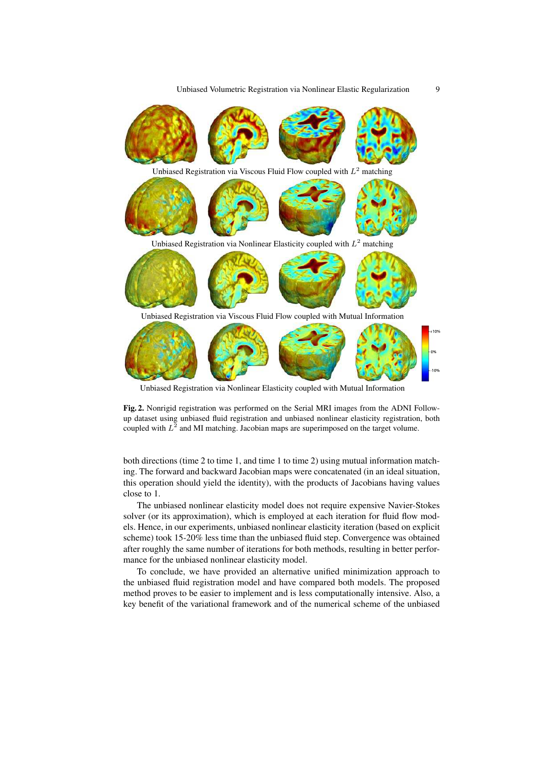Unbiased Registration via Viscous Fluid Flow coupled with $L^2$ matching

Unbiased Registration via Nonlinear Elasticity coupled with $L^2$ matching

Unbiased Registration via Viscous Fluid Flow coupled with Mutual Information

Unbiased Registration via Nonlinear Elasticity coupled with Mutual Information

**Fig. 2.** Nonrigid registration was performed on the Serial MRI images from the ADNI Follow-up dataset using unbiased fluid registration and unbiased nonlinear elasticity registration, both coupled with $L^2$ and MI matching. Jacobian maps are superimposed on the target volume.

both directions (time 2 to time 1, and time 1 to time 2) using mutual information matching. The forward and backward Jacobian maps were concatenated (in an ideal situation, this operation should yield the identity), with the products of Jacobians having values close to 1.

The unbiased nonlinear elasticity model does not require expensive Navier-Stokes solver (or its approximation), which is employed at each iteration for fluid flow models. Hence, in our experiments, unbiased nonlinear elasticity iteration (based on explicit scheme) took 15-20% less time than the unbiased fluid step. Convergence was obtained after roughly the same number of iterations for both methods, resulting in better performance for the unbiased nonlinear elasticity model.

To conclude, we have provided an alternative unified minimization approach to the unbiased fluid registration model and have compared both models. The proposed method proves to be easier to implement and is less computationally intensive. Also, a key benefit of the variational framework and of the numerical scheme of the unbiased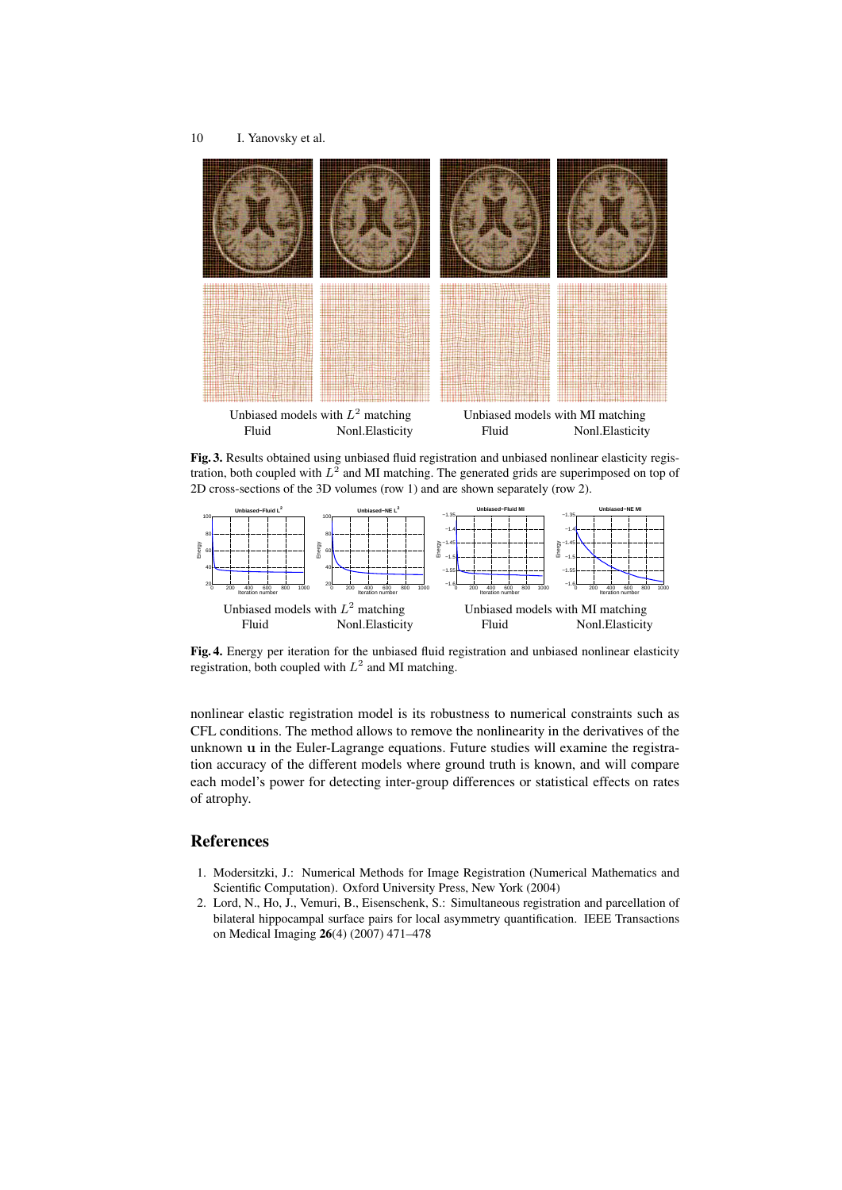Unbiased models with $L^2$ matching
Fluid Nonl.Elasticity

Unbiased models with MI matching
Fluid Nonl.Elasticity

**Fig. 3.** Results obtained using unbiased fluid registration and unbiased nonlinear elasticity registration, both coupled with $L^2$ and MI matching. The generated grids are superimposed on top of 2D cross-sections of the 3D volumes (row 1) and are shown separately (row 2).

Unbiased models with $L^2$ matching
Fluid Nonl.Elasticity

Unbiased models with MI matching
Fluid Nonl.Elasticity

**Fig. 4.** Energy per iteration for the unbiased fluid registration and unbiased nonlinear elasticity registration, both coupled with $L^2$ and MI matching.

nonlinear elastic registration model is its robustness to numerical constraints such as CFL conditions. The method allows to remove the nonlinearity in the derivatives of the unknown $\mathbf{u}$ in the Euler-Lagrange equations. Future studies will examine the registration accuracy of the different models where ground truth is known, and will compare each model's power for detecting inter-group differences or statistical effects on rates of atrophy.

## References

1. Modersitzki, J.: Numerical Methods for Image Registration (Numerical Mathematics and Scientific Computation). Oxford University Press, New York (2004)
2. Lord, N., Ho, J., Vemuri, B., Eisenschenk, S.: Simultaneous registration and parcellation of bilateral hippocampal surface pairs for local asymmetry quantification. IEEE Transactions on Medical Imaging **26**(4) (2007) 471–478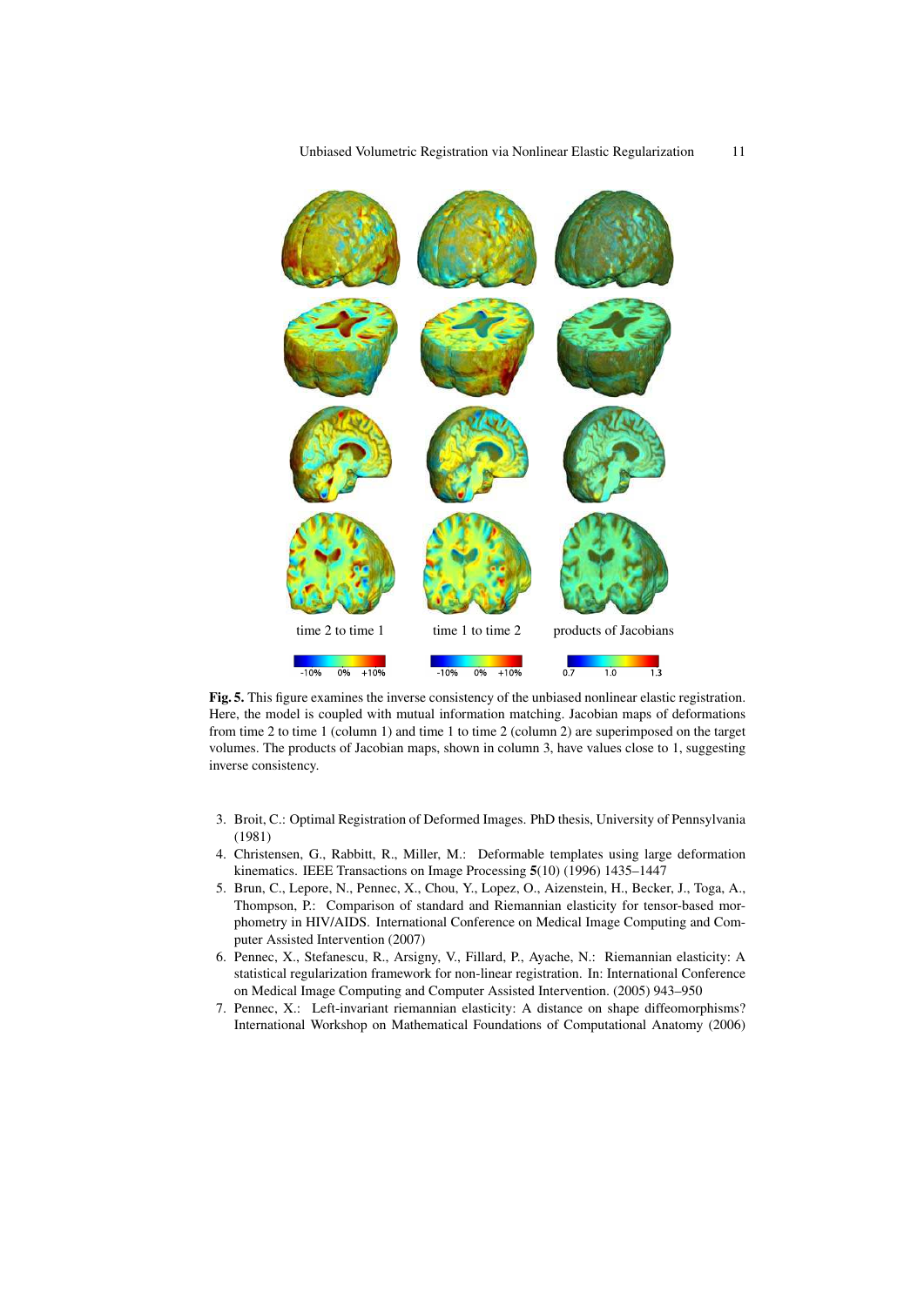time 2 to time 1    time 1 to time 2    products of Jacobians

**Fig. 5.** This figure examines the inverse consistency of the unbiased nonlinear elastic registration. Here, the model is coupled with mutual information matching. Jacobian maps of deformations from time 2 to time 1 (column 1) and time 1 to time 2 (column 2) are superimposed on the target volumes. The products of Jacobian maps, shown in column 3, have values close to 1, suggesting inverse consistency.

3. Broit, C.: Optimal Registration of Deformed Images. PhD thesis, University of Pennsylvania (1981)
4. Christensen, G., Rabbitt, R., Miller, M.: Deformable templates using large deformation kinematics. IEEE Transactions on Image Processing **5**(10) (1996) 1435–1447
5. Brun, C., Lepore, N., Pennec, X., Chou, Y., Lopez, O., Aizenstein, H., Becker, J., Toga, A., Thompson, P.: Comparison of standard and Riemannian elasticity for tensor-based morphometry in HIV/AIDS. International Conference on Medical Image Computing and Computer Assisted Intervention (2007)
6. Pennec, X., Stefanescu, R., Arsigny, V., Fillard, P., Ayache, N.: Riemannian elasticity: A statistical regularization framework for non-linear registration. In: International Conference on Medical Image Computing and Computer Assisted Intervention. (2005) 943–950
7. Pennec, X.: Left-invariant riemannian elasticity: A distance on shape diffeomorphisms? International Workshop on Mathematical Foundations of Computational Anatomy (2006)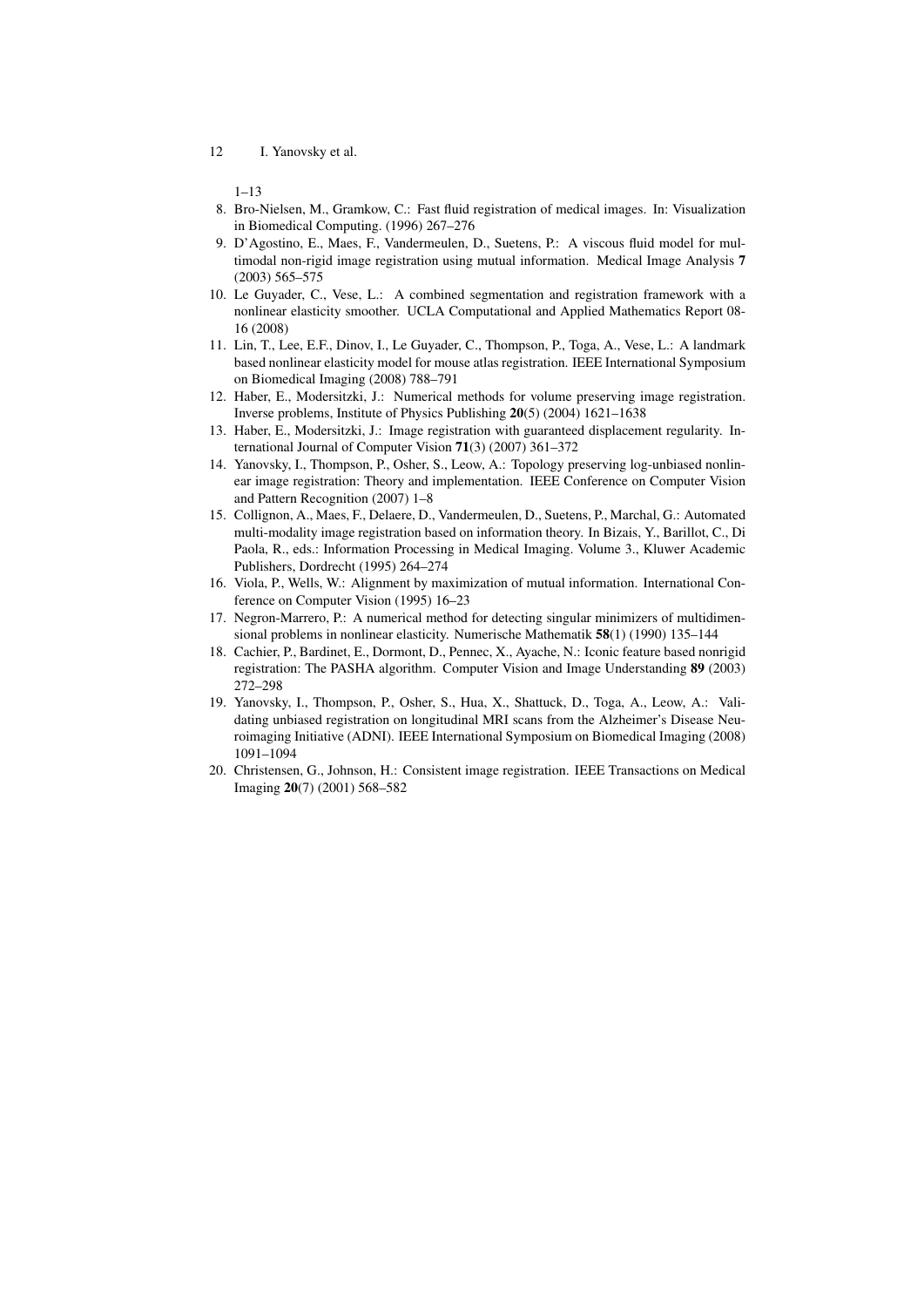1–13

8. Bro-Nielsen, M., Gramkow, C.: Fast fluid registration of medical images. In: Visualization in Biomedical Computing. (1996) 267–276
9. D'Agostino, E., Maes, F., Vandermeulen, D., Suetens, P.: A viscous fluid model for multimodal non-rigid image registration using mutual information. Medical Image Analysis **7** (2003) 565–575
10. Le Guyader, C., Vese, L.: A combined segmentation and registration framework with a nonlinear elasticity smoother. UCLA Computational and Applied Mathematics Report 08-16 (2008)
11. Lin, T., Lee, E.F., Dinov, I., Le Guyader, C., Thompson, P., Toga, A., Vese, L.: A landmark based nonlinear elasticity model for mouse atlas registration. IEEE International Symposium on Biomedical Imaging (2008) 788–791
12. Haber, E., Modersitzki, J.: Numerical methods for volume preserving image registration. Inverse problems, Institute of Physics Publishing **20**(5) (2004) 1621–1638
13. Haber, E., Modersitzki, J.: Image registration with guaranteed displacement regularity. International Journal of Computer Vision **71**(3) (2007) 361–372
14. Yanovsky, I., Thompson, P., Osher, S., Leow, A.: Topology preserving log-unbiased nonlinear image registration: Theory and implementation. IEEE Conference on Computer Vision and Pattern Recognition (2007) 1–8
15. Collignon, A., Maes, F., Delaere, D., Vandermeulen, D., Suetens, P., Marchal, G.: Automated multi-modality image registration based on information theory. In Bizais, Y., Barillot, C., Di Paola, R., eds.: Information Processing in Medical Imaging. Volume 3., Kluwer Academic Publishers, Dordrecht (1995) 264–274
16. Viola, P., Wells, W.: Alignment by maximization of mutual information. International Conference on Computer Vision (1995) 16–23
17. Negron-Marrero, P.: A numerical method for detecting singular minimizers of multidimensional problems in nonlinear elasticity. Numerische Mathematik **58**(1) (1990) 135–144
18. Cachier, P., Bardinet, E., Dormont, D., Pennec, X., Ayache, N.: Iconic feature based nonrigid registration: The PASHA algorithm. Computer Vision and Image Understanding **89** (2003) 272–298
19. Yanovsky, I., Thompson, P., Osher, S., Hua, X., Shattuck, D., Toga, A., Leow, A.: Validating unbiased registration on longitudinal MRI scans from the Alzheimer's Disease Neuroimaging Initiative (ADNI). IEEE International Symposium on Biomedical Imaging (2008) 1091–1094
20. Christensen, G., Johnson, H.: Consistent image registration. IEEE Transactions on Medical Imaging **20**(7) (2001) 568–582